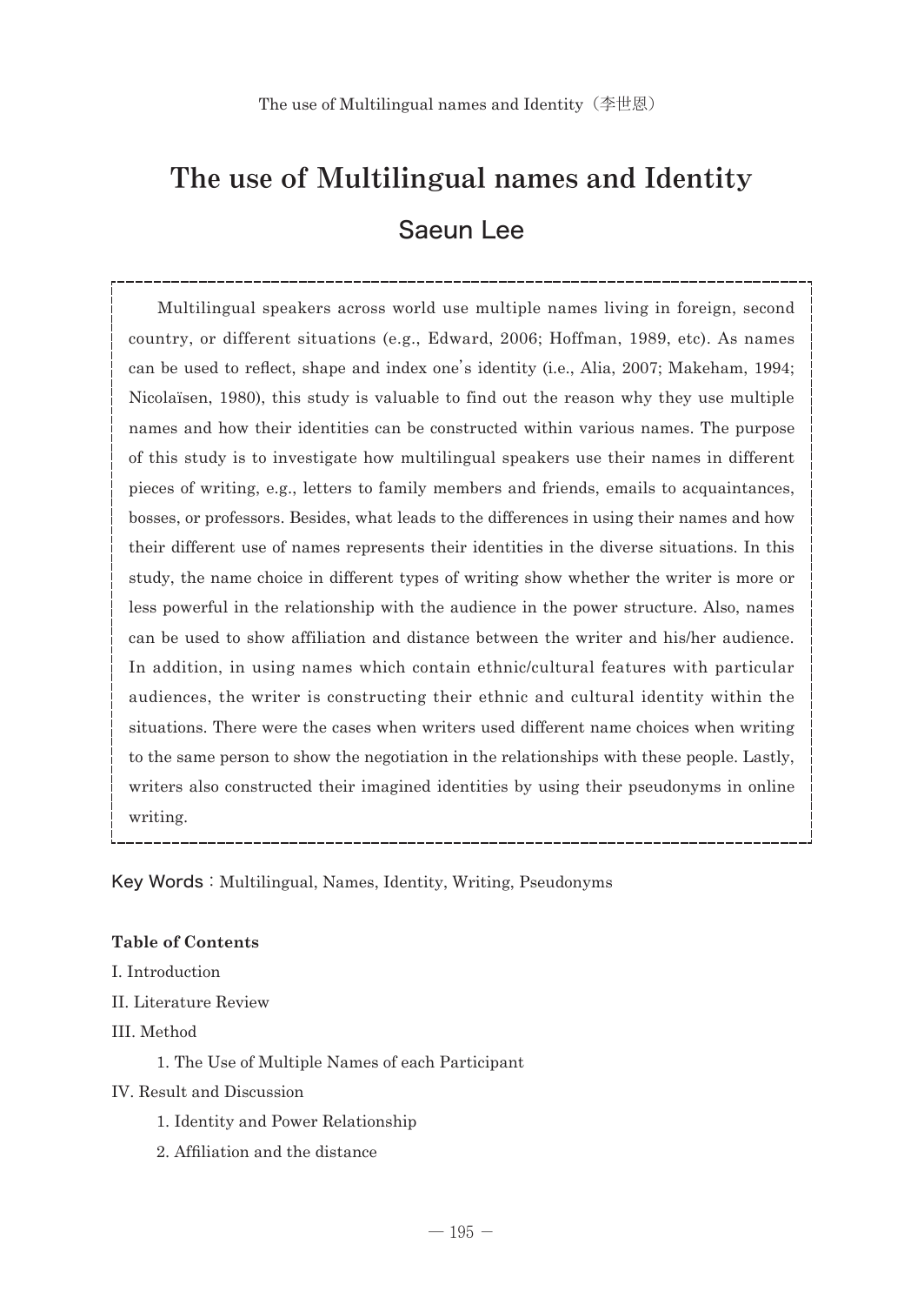# The use of Multilingual names and Identity

## Saeun Lee

Multilingual speakers across world use multiple names living in foreign, second country, or different situations (e.g., Edward, 2006; Hoffman, 1989, etc). As names can be used to reflect, shape and index one's identity (i.e., Alia, 2007; Makeham, 1994; Nicolaïsen, 1980), this study is valuable to find out the reason why they use multiple names and how their identities can be constructed within various names. The purpose of this study is to investigate how multilingual speakers use their names in different pieces of writing, e.g., letters to family members and friends, emails to acquaintances, bosses, or professors. Besides, what leads to the differences in using their names and how their different use of names represents their identities in the diverse situations. In this study, the name choice in different types of writing show whether the writer is more or less powerful in the relationship with the audience in the power structure. Also, names can be used to show affiliation and distance between the writer and his/her audience. In addition, in using names which contain ethnic/cultural features with particular audiences, the writer is constructing their ethnic and cultural identity within the situations. There were the cases when writers used different name choices when writing to the same person to show the negotiation in the relationships with these people. Lastly, writers also constructed their imagined identities by using their pseudonyms in online writing.

Key Words：Multilingual, Names, Identity, Writing, Pseudonyms

**Table of Contents**

I. Introduction

II. Literature Review

III. Method

  1. The Use of Multiple Names of each Participant

IV. Result and Discussion

  1. Identity and Power Relationship

  2. Affiliation and the distance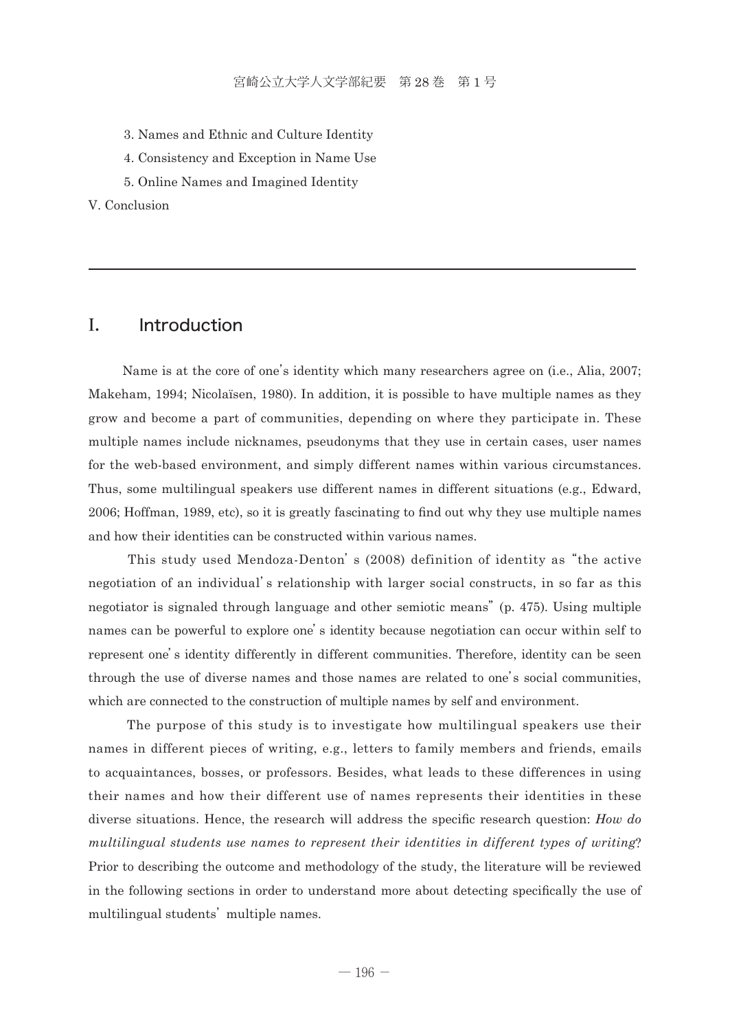3. Names and Ethnic and Culture Identity

4. Consistency and Exception in Name Use

5. Online Names and Imagined Identity

V. Conclusion

---

## I. Introduction

Name is at the core of one's identity which many researchers agree on (i.e., Alia, 2007; Makeham, 1994; Nicolaïsen, 1980). In addition, it is possible to have multiple names as they grow and become a part of communities, depending on where they participate in. These multiple names include nicknames, pseudonyms that they use in certain cases, user names for the web-based environment, and simply different names within various circumstances. Thus, some multilingual speakers use different names in different situations (e.g., Edward, 2006; Hoffman, 1989, etc), so it is greatly fascinating to find out why they use multiple names and how their identities can be constructed within various names.

This study used Mendoza-Denton' s (2008) definition of identity as "the active negotiation of an individual' s relationship with larger social constructs, in so far as this negotiator is signaled through language and other semiotic means" (p. 475). Using multiple names can be powerful to explore one' s identity because negotiation can occur within self to represent one' s identity differently in different communities. Therefore, identity can be seen through the use of diverse names and those names are related to one' s social communities, which are connected to the construction of multiple names by self and environment.

The purpose of this study is to investigate how multilingual speakers use their names in different pieces of writing, e.g., letters to family members and friends, emails to acquaintances, bosses, or professors. Besides, what leads to these differences in using their names and how their different use of names represents their identities in these diverse situations. Hence, the research will address the specific research question: *How do multilingual students use names to represent their identities in different types of writing*? Prior to describing the outcome and methodology of the study, the literature will be reviewed in the following sections in order to understand more about detecting specifically the use of multilingual students' multiple names.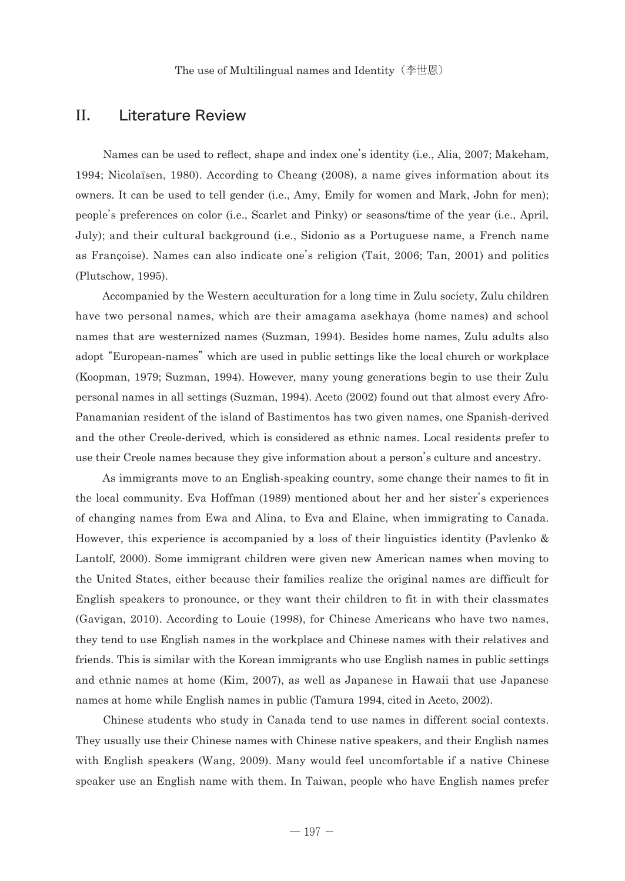## II. Literature Review

Names can be used to reflect, shape and index one's identity (i.e., Alia, 2007; Makeham, 1994; Nicolaïsen, 1980). According to Cheang (2008), a name gives information about its owners. It can be used to tell gender (i.e., Amy, Emily for women and Mark, John for men); people's preferences on color (i.e., Scarlet and Pinky) or seasons/time of the year (i.e., April, July); and their cultural background (i.e., Sidonio as a Portuguese name, a French name as Françoise). Names can also indicate one's religion (Tait, 2006; Tan, 2001) and politics (Plutschow, 1995).

Accompanied by the Western acculturation for a long time in Zulu society, Zulu children have two personal names, which are their amagama asekhaya (home names) and school names that are westernized names (Suzman, 1994). Besides home names, Zulu adults also adopt "European-names" which are used in public settings like the local church or workplace (Koopman, 1979; Suzman, 1994). However, many young generations begin to use their Zulu personal names in all settings (Suzman, 1994). Aceto (2002) found out that almost every Afro-Panamanian resident of the island of Bastimentos has two given names, one Spanish-derived and the other Creole-derived, which is considered as ethnic names. Local residents prefer to use their Creole names because they give information about a person's culture and ancestry.

As immigrants move to an English-speaking country, some change their names to fit in the local community. Eva Hoffman (1989) mentioned about her and her sister's experiences of changing names from Ewa and Alina, to Eva and Elaine, when immigrating to Canada. However, this experience is accompanied by a loss of their linguistics identity (Pavlenko & Lantolf, 2000). Some immigrant children were given new American names when moving to the United States, either because their families realize the original names are difficult for English speakers to pronounce, or they want their children to fit in with their classmates (Gavigan, 2010). According to Louie (1998), for Chinese Americans who have two names, they tend to use English names in the workplace and Chinese names with their relatives and friends. This is similar with the Korean immigrants who use English names in public settings and ethnic names at home (Kim, 2007), as well as Japanese in Hawaii that use Japanese names at home while English names in public (Tamura 1994, cited in Aceto, 2002).

Chinese students who study in Canada tend to use names in different social contexts. They usually use their Chinese names with Chinese native speakers, and their English names with English speakers (Wang, 2009). Many would feel uncomfortable if a native Chinese speaker use an English name with them. In Taiwan, people who have English names prefer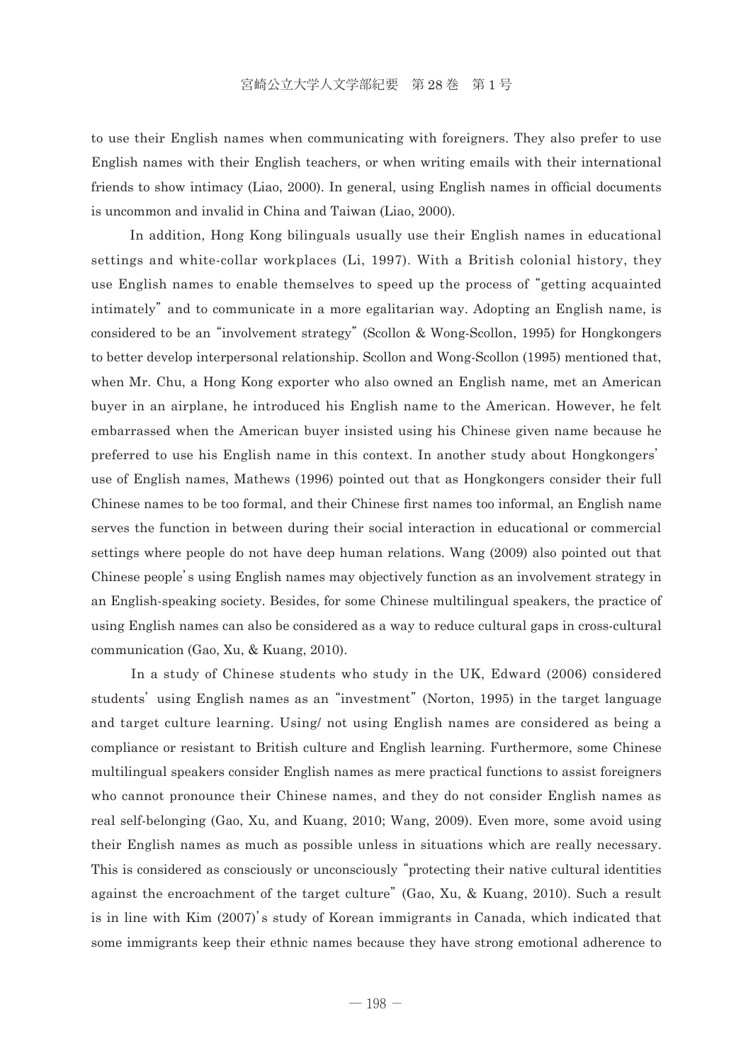to use their English names when communicating with foreigners. They also prefer to use English names with their English teachers, or when writing emails with their international friends to show intimacy (Liao, 2000). In general, using English names in official documents is uncommon and invalid in China and Taiwan (Liao, 2000).

In addition, Hong Kong bilinguals usually use their English names in educational settings and white-collar workplaces (Li, 1997). With a British colonial history, they use English names to enable themselves to speed up the process of "getting acquainted intimately" and to communicate in a more egalitarian way. Adopting an English name, is considered to be an "involvement strategy" (Scollon & Wong-Scollon, 1995) for Hongkongers to better develop interpersonal relationship. Scollon and Wong-Scollon (1995) mentioned that, when Mr. Chu, a Hong Kong exporter who also owned an English name, met an American buyer in an airplane, he introduced his English name to the American. However, he felt embarrassed when the American buyer insisted using his Chinese given name because he preferred to use his English name in this context. In another study about Hongkongers' use of English names, Mathews (1996) pointed out that as Hongkongers consider their full Chinese names to be too formal, and their Chinese first names too informal, an English name serves the function in between during their social interaction in educational or commercial settings where people do not have deep human relations. Wang (2009) also pointed out that Chinese people's using English names may objectively function as an involvement strategy in an English-speaking society. Besides, for some Chinese multilingual speakers, the practice of using English names can also be considered as a way to reduce cultural gaps in cross-cultural communication (Gao, Xu, & Kuang, 2010).

In a study of Chinese students who study in the UK, Edward (2006) considered students' using English names as an "investment" (Norton, 1995) in the target language and target culture learning. Using/ not using English names are considered as being a compliance or resistant to British culture and English learning. Furthermore, some Chinese multilingual speakers consider English names as mere practical functions to assist foreigners who cannot pronounce their Chinese names, and they do not consider English names as real self-belonging (Gao, Xu, and Kuang, 2010; Wang, 2009). Even more, some avoid using their English names as much as possible unless in situations which are really necessary. This is considered as consciously or unconsciously "protecting their native cultural identities against the encroachment of the target culture" (Gao, Xu, & Kuang, 2010). Such a result is in line with Kim (2007)'s study of Korean immigrants in Canada, which indicated that some immigrants keep their ethnic names because they have strong emotional adherence to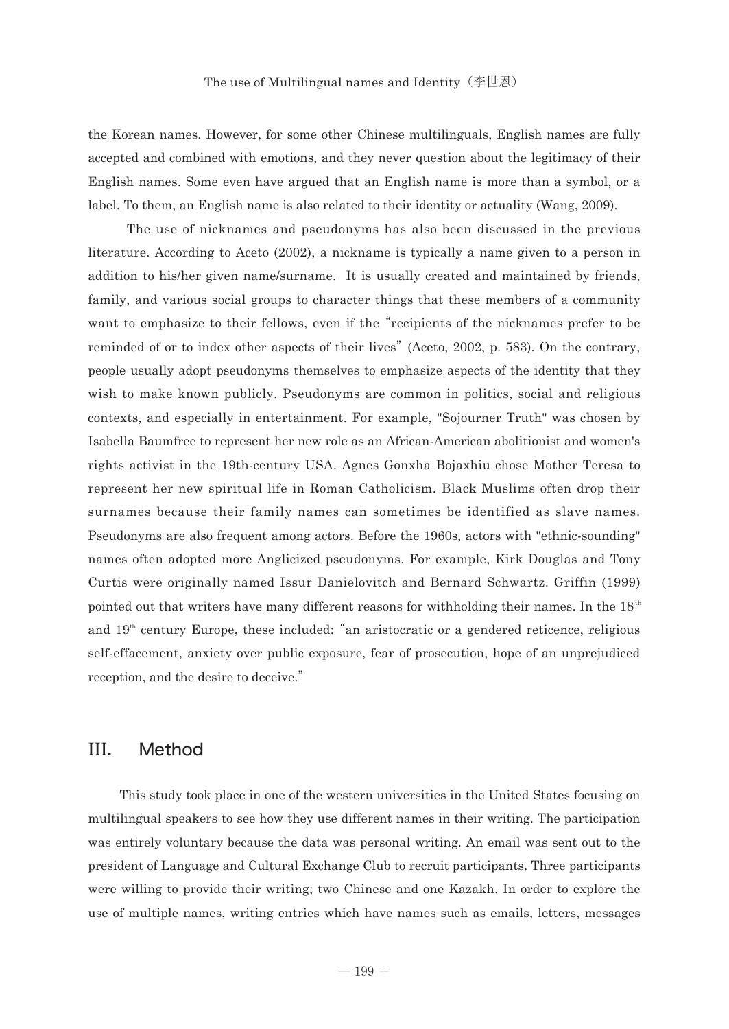the Korean names. However, for some other Chinese multilinguals, English names are fully accepted and combined with emotions, and they never question about the legitimacy of their English names. Some even have argued that an English name is more than a symbol, or a label. To them, an English name is also related to their identity or actuality (Wang, 2009).

The use of nicknames and pseudonyms has also been discussed in the previous literature. According to Aceto (2002), a nickname is typically a name given to a person in addition to his/her given name/surname. It is usually created and maintained by friends, family, and various social groups to character things that these members of a community want to emphasize to their fellows, even if the "recipients of the nicknames prefer to be reminded of or to index other aspects of their lives" (Aceto, 2002, p. 583). On the contrary, people usually adopt pseudonyms themselves to emphasize aspects of the identity that they wish to make known publicly. Pseudonyms are common in politics, social and religious contexts, and especially in entertainment. For example, "Sojourner Truth" was chosen by Isabella Baumfree to represent her new role as an African-American abolitionist and women's rights activist in the 19th-century USA. Agnes Gonxha Bojaxhiu chose Mother Teresa to represent her new spiritual life in Roman Catholicism. Black Muslims often drop their surnames because their family names can sometimes be identified as slave names. Pseudonyms are also frequent among actors. Before the 1960s, actors with "ethnic-sounding" names often adopted more Anglicized pseudonyms. For example, Kirk Douglas and Tony Curtis were originally named Issur Danielovitch and Bernard Schwartz. Griffin (1999) pointed out that writers have many different reasons for withholding their names. In the 18th and 19th century Europe, these included: "an aristocratic or a gendered reticence, religious self-effacement, anxiety over public exposure, fear of prosecution, hope of an unprejudiced reception, and the desire to deceive."

## III. Method

This study took place in one of the western universities in the United States focusing on multilingual speakers to see how they use different names in their writing. The participation was entirely voluntary because the data was personal writing. An email was sent out to the president of Language and Cultural Exchange Club to recruit participants. Three participants were willing to provide their writing; two Chinese and one Kazakh. In order to explore the use of multiple names, writing entries which have names such as emails, letters, messages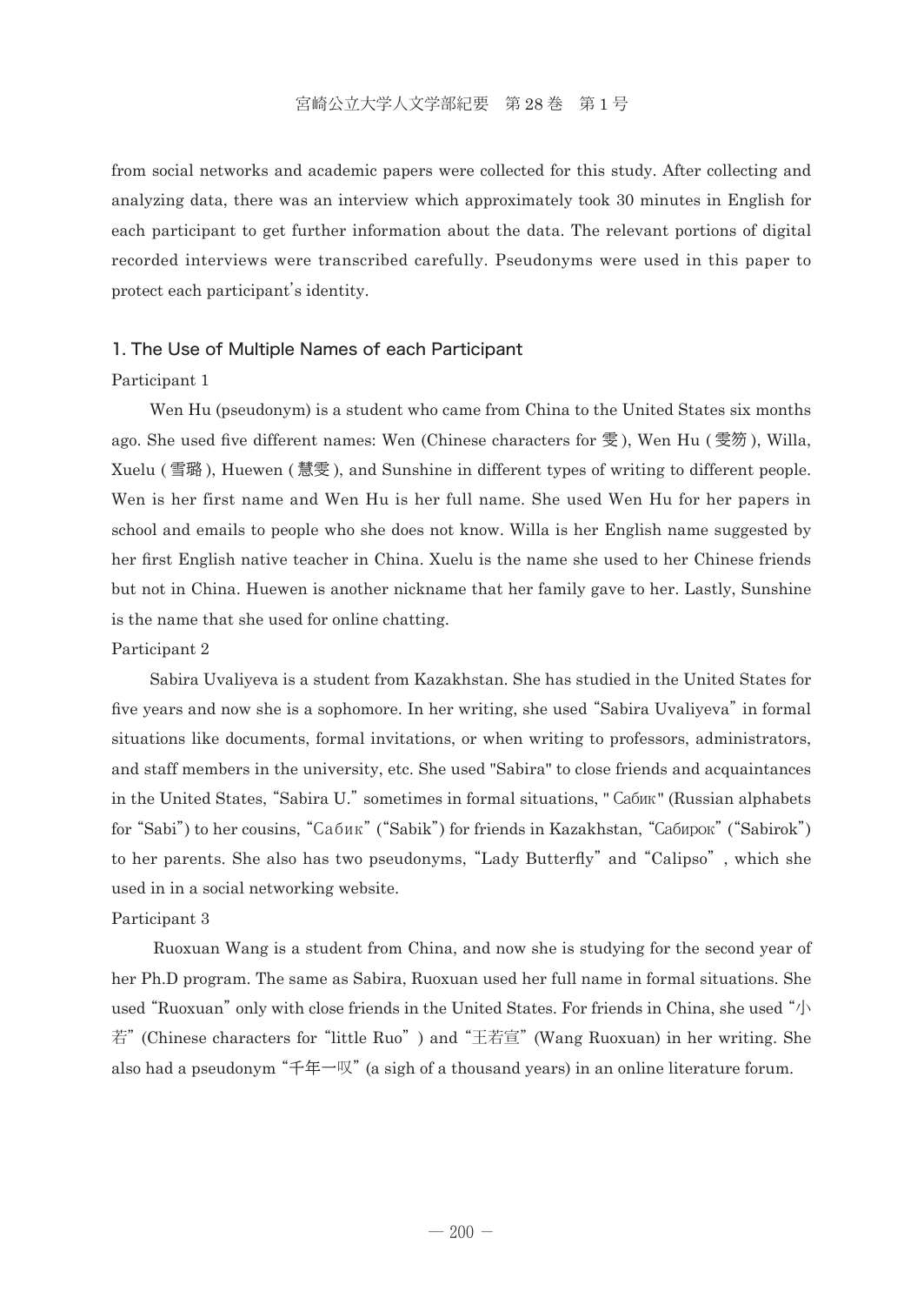from social networks and academic papers were collected for this study. After collecting and analyzing data, there was an interview which approximately took 30 minutes in English for each participant to get further information about the data. The relevant portions of digital recorded interviews were transcribed carefully. Pseudonyms were used in this paper to protect each participant's identity.

## 1. The Use of Multiple Names of each Participant

Participant 1

Wen Hu (pseudonym) is a student who came from China to the United States six months ago. She used five different names: Wen (Chinese characters for 雯), Wen Hu (雯笏), Willa, Xuelu (雪璐), Huewen (慧雯), and Sunshine in different types of writing to different people. Wen is her first name and Wen Hu is her full name. She used Wen Hu for her papers in school and emails to people who she does not know. Willa is her English name suggested by her first English native teacher in China. Xuelu is the name she used to her Chinese friends but not in China. Huewen is another nickname that her family gave to her. Lastly, Sunshine is the name that she used for online chatting.

Participant 2

Sabira Uvaliyeva is a student from Kazakhstan. She has studied in the United States for five years and now she is a sophomore. In her writing, she used "Sabira Uvaliyeva" in formal situations like documents, formal invitations, or when writing to professors, administrators, and staff members in the university, etc. She used "Sabira" to close friends and acquaintances in the United States, "Sabira U." sometimes in formal situations, "Сабик" (Russian alphabets for "Sabi") to her cousins, "Сабик" ("Sabik") for friends in Kazakhstan, "Сабирок" ("Sabirok") to her parents. She also has two pseudonyms, "Lady Butterfly" and "Calipso", which she used in in a social networking website.

Participant 3

Ruoxuan Wang is a student from China, and now she is studying for the second year of her Ph.D program. The same as Sabira, Ruoxuan used her full name in formal situations. She used "Ruoxuan" only with close friends in the United States. For friends in China, she used "小若" (Chinese characters for "little Ruo") and "王若宣" (Wang Ruoxuan) in her writing. She also had a pseudonym "千年一叹" (a sigh of a thousand years) in an online literature forum.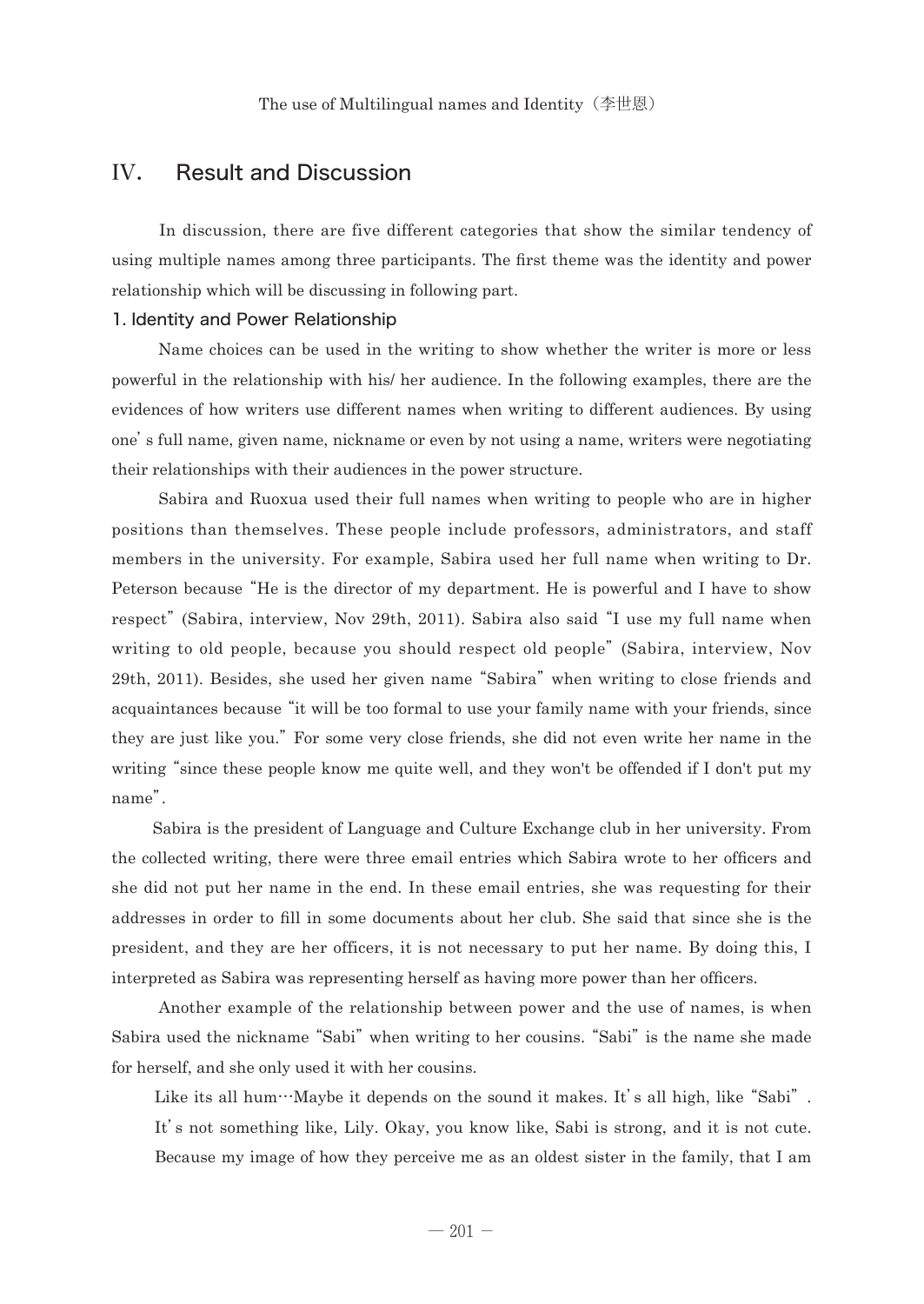## IV. Result and Discussion

In discussion, there are five different categories that show the similar tendency of using multiple names among three participants. The first theme was the identity and power relationship which will be discussing in following part.

### 1. Identity and Power Relationship

Name choices can be used in the writing to show whether the writer is more or less powerful in the relationship with his/ her audience. In the following examples, there are the evidences of how writers use different names when writing to different audiences. By using one's full name, given name, nickname or even by not using a name, writers were negotiating their relationships with their audiences in the power structure.

Sabira and Ruoxua used their full names when writing to people who are in higher positions than themselves. These people include professors, administrators, and staff members in the university. For example, Sabira used her full name when writing to Dr. Peterson because "He is the director of my department. He is powerful and I have to show respect" (Sabira, interview, Nov 29th, 2011). Sabira also said "I use my full name when writing to old people, because you should respect old people" (Sabira, interview, Nov 29th, 2011). Besides, she used her given name "Sabira" when writing to close friends and acquaintances because "it will be too formal to use your family name with your friends, since they are just like you." For some very close friends, she did not even write her name in the writing "since these people know me quite well, and they won't be offended if I don't put my name".

Sabira is the president of Language and Culture Exchange club in her university. From the collected writing, there were three email entries which Sabira wrote to her officers and she did not put her name in the end. In these email entries, she was requesting for their addresses in order to fill in some documents about her club. She said that since she is the president, and they are her officers, it is not necessary to put her name. By doing this, I interpreted as Sabira was representing herself as having more power than her officers.

Another example of the relationship between power and the use of names, is when Sabira used the nickname "Sabi" when writing to her cousins. "Sabi" is the name she made for herself, and she only used it with her cousins.

> Like its all hum…Maybe it depends on the sound it makes. It's all high, like "Sabi". It's not something like, Lily. Okay, you know like, Sabi is strong, and it is not cute. Because my image of how they perceive me as an oldest sister in the family, that I am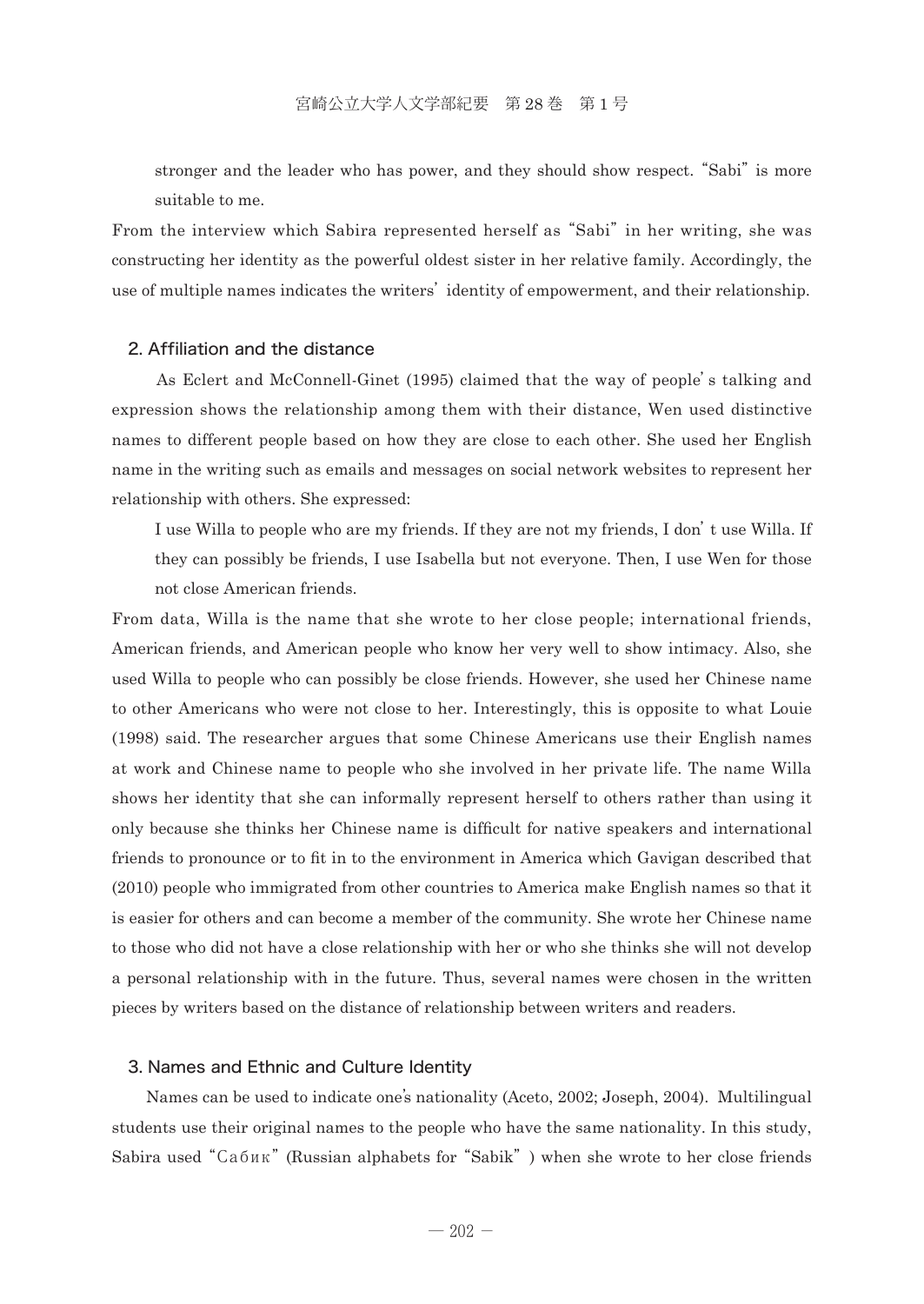stronger and the leader who has power, and they should show respect. "Sabi" is more suitable to me.

From the interview which Sabira represented herself as "Sabi" in her writing, she was constructing her identity as the powerful oldest sister in her relative family. Accordingly, the use of multiple names indicates the writers' identity of empowerment, and their relationship.

## 2. Affiliation and the distance

As Eclert and McConnell-Ginet (1995) claimed that the way of people's talking and expression shows the relationship among them with their distance, Wen used distinctive names to different people based on how they are close to each other. She used her English name in the writing such as emails and messages on social network websites to represent her relationship with others. She expressed:

> I use Willa to people who are my friends. If they are not my friends, I don't use Willa. If they can possibly be friends, I use Isabella but not everyone. Then, I use Wen for those not close American friends.

From data, Willa is the name that she wrote to her close people; international friends, American friends, and American people who know her very well to show intimacy. Also, she used Willa to people who can possibly be close friends. However, she used her Chinese name to other Americans who were not close to her. Interestingly, this is opposite to what Louie (1998) said. The researcher argues that some Chinese Americans use their English names at work and Chinese name to people who she involved in her private life. The name Willa shows her identity that she can informally represent herself to others rather than using it only because she thinks her Chinese name is difficult for native speakers and international friends to pronounce or to fit in to the environment in America which Gavigan described that (2010) people who immigrated from other countries to America make English names so that it is easier for others and can become a member of the community. She wrote her Chinese name to those who did not have a close relationship with her or who she thinks she will not develop a personal relationship with in the future. Thus, several names were chosen in the written pieces by writers based on the distance of relationship between writers and readers.

## 3. Names and Ethnic and Culture Identity

Names can be used to indicate one's nationality (Aceto, 2002; Joseph, 2004). Multilingual students use their original names to the people who have the same nationality. In this study, Sabira used "Сабик" (Russian alphabets for "Sabik") when she wrote to her close friends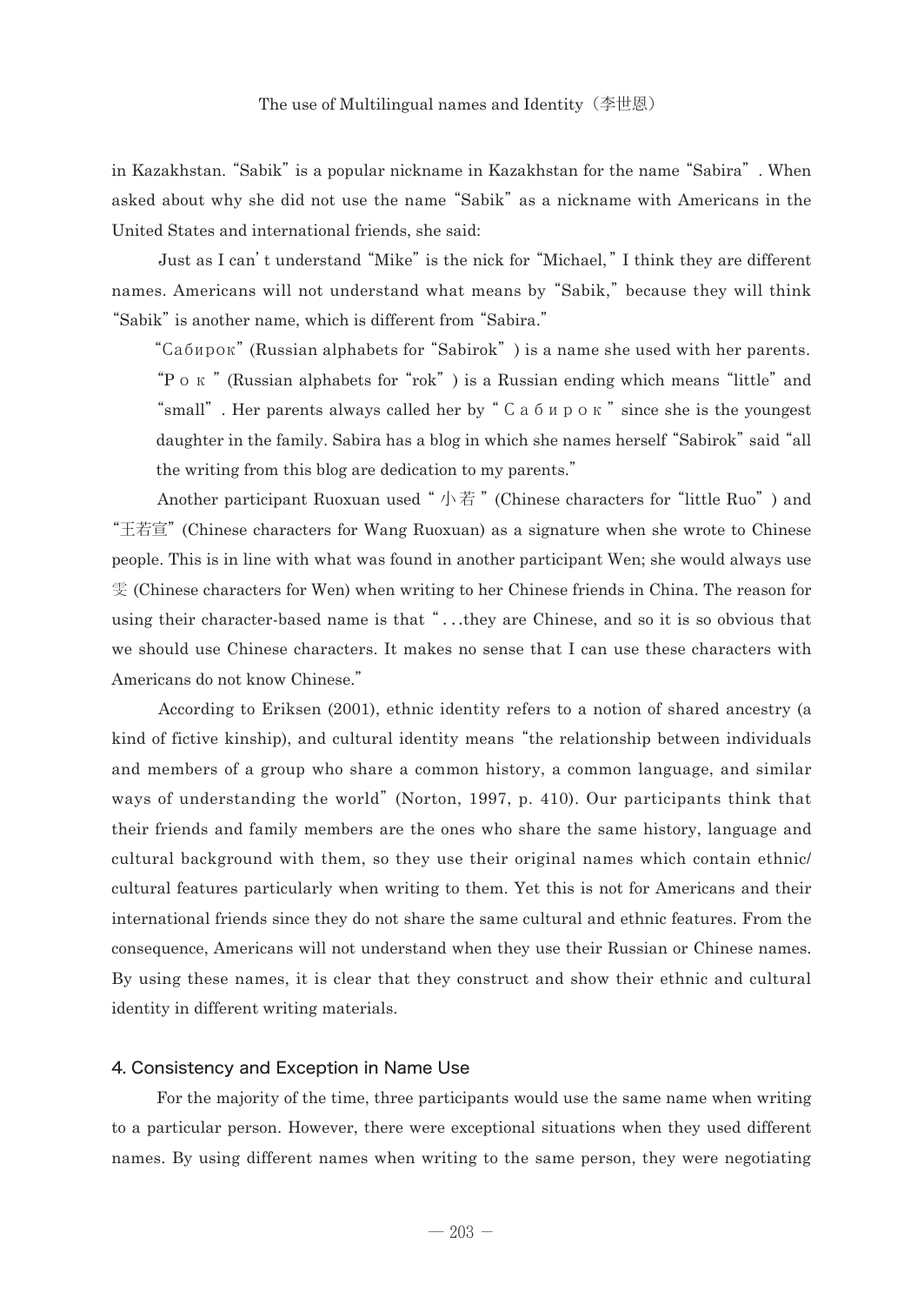in Kazakhstan. "Sabik" is a popular nickname in Kazakhstan for the name "Sabira". When asked about why she did not use the name "Sabik" as a nickname with Americans in the United States and international friends, she said:

Just as I can't understand "Mike" is the nick for "Michael," I think they are different names. Americans will not understand what means by "Sabik," because they will think "Sabik" is another name, which is different from "Sabira."

> "Сабирок" (Russian alphabets for "Sabirok") is a name she used with her parents. "Р о к " (Russian alphabets for "rok") is a Russian ending which means "little" and "small". Her parents always called her by " С а б и р о к " since she is the youngest daughter in the family. Sabira has a blog in which she names herself "Sabirok" said "all the writing from this blog are dedication to my parents."

Another participant Ruoxuan used " 小若 " (Chinese characters for "little Ruo") and "王若宣" (Chinese characters for Wang Ruoxuan) as a signature when she wrote to Chinese people. This is in line with what was found in another participant Wen; she would always use 雯 (Chinese characters for Wen) when writing to her Chinese friends in China. The reason for using their character-based name is that "...they are Chinese, and so it is so obvious that we should use Chinese characters. It makes no sense that I can use these characters with Americans do not know Chinese."

According to Eriksen (2001), ethnic identity refers to a notion of shared ancestry (a kind of fictive kinship), and cultural identity means "the relationship between individuals and members of a group who share a common history, a common language, and similar ways of understanding the world" (Norton, 1997, p. 410). Our participants think that their friends and family members are the ones who share the same history, language and cultural background with them, so they use their original names which contain ethnic/cultural features particularly when writing to them. Yet this is not for Americans and their international friends since they do not share the same cultural and ethnic features. From the consequence, Americans will not understand when they use their Russian or Chinese names. By using these names, it is clear that they construct and show their ethnic and cultural identity in different writing materials.

## 4. Consistency and Exception in Name Use

For the majority of the time, three participants would use the same name when writing to a particular person. However, there were exceptional situations when they used different names. By using different names when writing to the same person, they were negotiating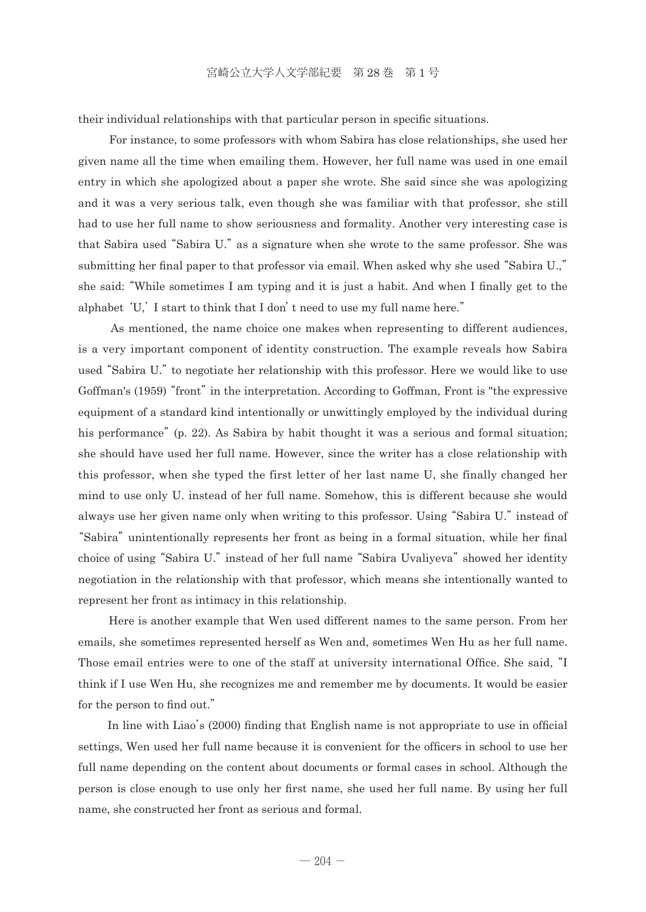their individual relationships with that particular person in specific situations.

For instance, to some professors with whom Sabira has close relationships, she used her given name all the time when emailing them. However, her full name was used in one email entry in which she apologized about a paper she wrote. She said since she was apologizing and it was a very serious talk, even though she was familiar with that professor, she still had to use her full name to show seriousness and formality. Another very interesting case is that Sabira used "Sabira U." as a signature when she wrote to the same professor. She was submitting her final paper to that professor via email. When asked why she used "Sabira U.," she said: "While sometimes I am typing and it is just a habit. And when I finally get to the alphabet 'U,' I start to think that I don't need to use my full name here."

As mentioned, the name choice one makes when representing to different audiences, is a very important component of identity construction. The example reveals how Sabira used "Sabira U." to negotiate her relationship with this professor. Here we would like to use Goffman's (1959) "front" in the interpretation. According to Goffman, Front is "the expressive equipment of a standard kind intentionally or unwittingly employed by the individual during his performance" (p. 22). As Sabira by habit thought it was a serious and formal situation; she should have used her full name. However, since the writer has a close relationship with this professor, when she typed the first letter of her last name U, she finally changed her mind to use only U. instead of her full name. Somehow, this is different because she would always use her given name only when writing to this professor. Using "Sabira U." instead of "Sabira" unintentionally represents her front as being in a formal situation, while her final choice of using "Sabira U." instead of her full name "Sabira Uvaliyeva" showed her identity negotiation in the relationship with that professor, which means she intentionally wanted to represent her front as intimacy in this relationship.

Here is another example that Wen used different names to the same person. From her emails, she sometimes represented herself as Wen and, sometimes Wen Hu as her full name. Those email entries were to one of the staff at university international Office. She said, "I think if I use Wen Hu, she recognizes me and remember me by documents. It would be easier for the person to find out."

In line with Liao's (2000) finding that English name is not appropriate to use in official settings, Wen used her full name because it is convenient for the officers in school to use her full name depending on the content about documents or formal cases in school. Although the person is close enough to use only her first name, she used her full name. By using her full name, she constructed her front as serious and formal.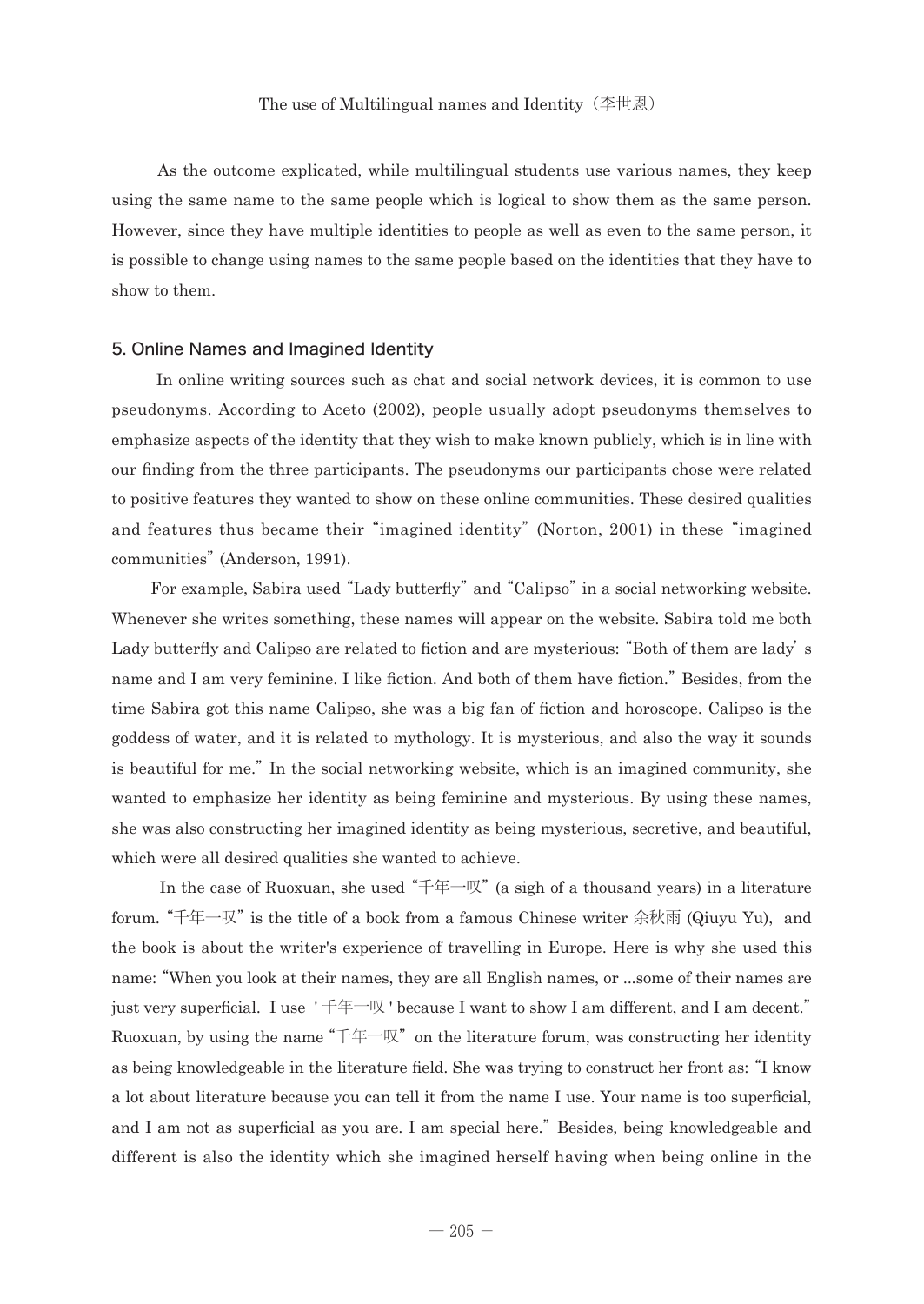As the outcome explicated, while multilingual students use various names, they keep using the same name to the same people which is logical to show them as the same person. However, since they have multiple identities to people as well as even to the same person, it is possible to change using names to the same people based on the identities that they have to show to them.

## 5. Online Names and Imagined Identity

In online writing sources such as chat and social network devices, it is common to use pseudonyms. According to Aceto (2002), people usually adopt pseudonyms themselves to emphasize aspects of the identity that they wish to make known publicly, which is in line with our finding from the three participants. The pseudonyms our participants chose were related to positive features they wanted to show on these online communities. These desired qualities and features thus became their "imagined identity" (Norton, 2001) in these "imagined communities" (Anderson, 1991).

For example, Sabira used "Lady butterfly" and "Calipso" in a social networking website. Whenever she writes something, these names will appear on the website. Sabira told me both Lady butterfly and Calipso are related to fiction and are mysterious: "Both of them are lady's name and I am very feminine. I like fiction. And both of them have fiction." Besides, from the time Sabira got this name Calipso, she was a big fan of fiction and horoscope. Calipso is the goddess of water, and it is related to mythology. It is mysterious, and also the way it sounds is beautiful for me." In the social networking website, which is an imagined community, she wanted to emphasize her identity as being feminine and mysterious. By using these names, she was also constructing her imagined identity as being mysterious, secretive, and beautiful, which were all desired qualities she wanted to achieve.

In the case of Ruoxuan, she used "千年一叹" (a sigh of a thousand years) in a literature forum. "千年一叹" is the title of a book from a famous Chinese writer 余秋雨 (Qiuyu Yu), and the book is about the writer's experience of travelling in Europe. Here is why she used this name: "When you look at their names, they are all English names, or ...some of their names are just very superficial. I use '千年一叹' because I want to show I am different, and I am decent." Ruoxuan, by using the name "千年一叹" on the literature forum, was constructing her identity as being knowledgeable in the literature field. She was trying to construct her front as: "I know a lot about literature because you can tell it from the name I use. Your name is too superficial, and I am not as superficial as you are. I am special here." Besides, being knowledgeable and different is also the identity which she imagined herself having when being online in the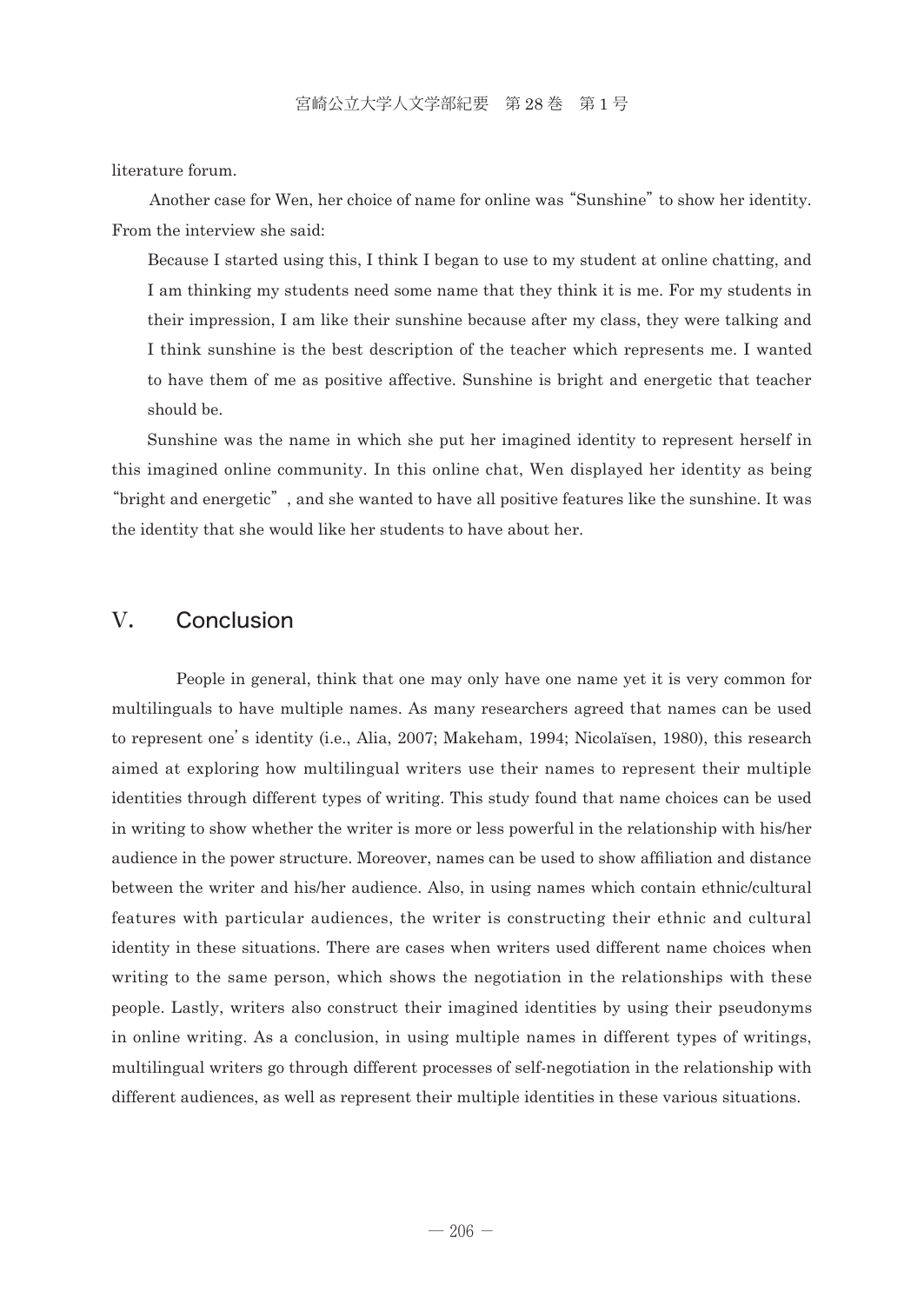literature forum.

Another case for Wen, her choice of name for online was "Sunshine" to show her identity. From the interview she said:

> Because I started using this, I think I began to use to my student at online chatting, and I am thinking my students need some name that they think it is me. For my students in their impression, I am like their sunshine because after my class, they were talking and I think sunshine is the best description of the teacher which represents me. I wanted to have them of me as positive affective. Sunshine is bright and energetic that teacher should be.

Sunshine was the name in which she put her imagined identity to represent herself in this imagined online community. In this online chat, Wen displayed her identity as being "bright and energetic", and she wanted to have all positive features like the sunshine. It was the identity that she would like her students to have about her.

## V. Conclusion

People in general, think that one may only have one name yet it is very common for multilinguals to have multiple names. As many researchers agreed that names can be used to represent one's identity (i.e., Alia, 2007; Makeham, 1994; Nicolaïsen, 1980), this research aimed at exploring how multilingual writers use their names to represent their multiple identities through different types of writing. This study found that name choices can be used in writing to show whether the writer is more or less powerful in the relationship with his/her audience in the power structure. Moreover, names can be used to show affiliation and distance between the writer and his/her audience. Also, in using names which contain ethnic/cultural features with particular audiences, the writer is constructing their ethnic and cultural identity in these situations. There are cases when writers used different name choices when writing to the same person, which shows the negotiation in the relationships with these people. Lastly, writers also construct their imagined identities by using their pseudonyms in online writing. As a conclusion, in using multiple names in different types of writings, multilingual writers go through different processes of self-negotiation in the relationship with different audiences, as well as represent their multiple identities in these various situations.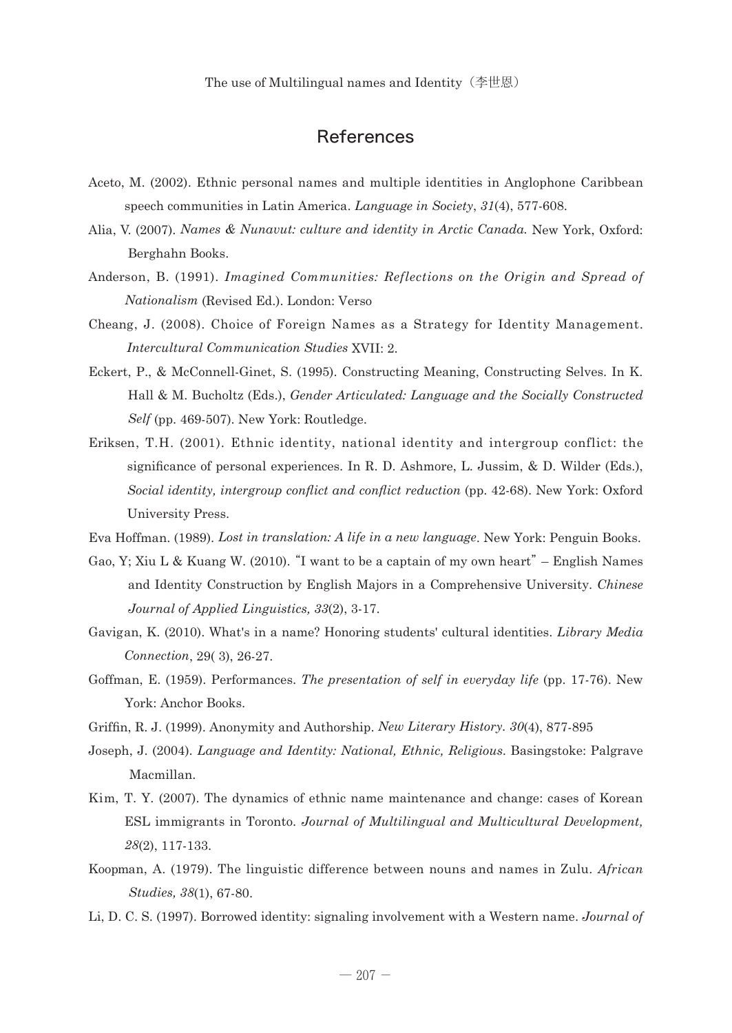## References

Aceto, M. (2002). Ethnic personal names and multiple identities in Anglophone Caribbean speech communities in Latin America. *Language in Society*, *31*(4), 577-608.

Alia, V. (2007). *Names & Nunavut: culture and identity in Arctic Canada.* New York, Oxford: Berghahn Books.

Anderson, B. (1991). *Imagined Communities: Reflections on the Origin and Spread of Nationalism* (Revised Ed.). London: Verso

Cheang, J. (2008). Choice of Foreign Names as a Strategy for Identity Management. *Intercultural Communication Studies* XVII: 2.

Eckert, P., & McConnell-Ginet, S. (1995). Constructing Meaning, Constructing Selves. In K. Hall & M. Bucholtz (Eds.), *Gender Articulated: Language and the Socially Constructed Self* (pp. 469-507). New York: Routledge.

Eriksen, T.H. (2001). Ethnic identity, national identity and intergroup conflict: the significance of personal experiences. In R. D. Ashmore, L. Jussim, & D. Wilder (Eds.), *Social identity, intergroup conflict and conflict reduction* (pp. 42-68). New York: Oxford University Press.

Eva Hoffman. (1989). *Lost in translation: A life in a new language*. New York: Penguin Books.

Gao, Y; Xiu L & Kuang W. (2010). "I want to be a captain of my own heart" – English Names and Identity Construction by English Majors in a Comprehensive University. *Chinese Journal of Applied Linguistics, 33*(2), 3-17.

Gavigan, K. (2010). What's in a name? Honoring students' cultural identities. *Library Media Connection*, 29( 3), 26-27.

Goffman, E. (1959). Performances. *The presentation of self in everyday life* (pp. 17-76). New York: Anchor Books.

Griffin, R. J. (1999). Anonymity and Authorship. *New Literary History. 30*(4), 877-895

Joseph, J. (2004). *Language and Identity: National, Ethnic, Religious*. Basingstoke: Palgrave Macmillan.

Kim, T. Y. (2007). The dynamics of ethnic name maintenance and change: cases of Korean ESL immigrants in Toronto. *Journal of Multilingual and Multicultural Development, 28*(2), 117-133.

Koopman, A. (1979). The linguistic difference between nouns and names in Zulu. *African Studies, 38*(1), 67-80.

Li, D. C. S. (1997). Borrowed identity: signaling involvement with a Western name. *Journal of*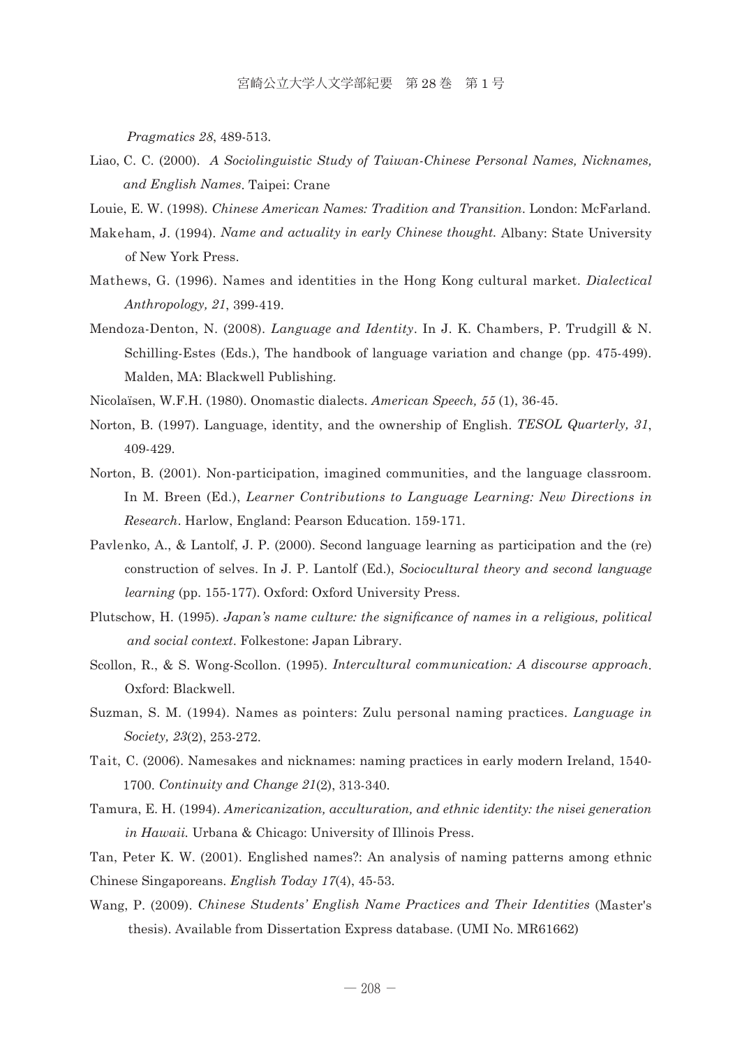*Pragmatics 28*, 489-513.

Liao, C. C. (2000). *A Sociolinguistic Study of Taiwan-Chinese Personal Names, Nicknames, and English Names*. Taipei: Crane

Louie, E. W. (1998). *Chinese American Names: Tradition and Transition*. London: McFarland.

Makeham, J. (1994). *Name and actuality in early Chinese thought.* Albany: State University of New York Press.

Mathews, G. (1996). Names and identities in the Hong Kong cultural market. *Dialectical Anthropology, 21*, 399-419.

Mendoza-Denton, N. (2008). *Language and Identity*. In J. K. Chambers, P. Trudgill & N. Schilling-Estes (Eds.), The handbook of language variation and change (pp. 475-499). Malden, MA: Blackwell Publishing.

Nicolaïsen, W.F.H. (1980). Onomastic dialects. *American Speech, 55* (1), 36-45.

Norton, B. (1997). Language, identity, and the ownership of English. *TESOL Quarterly, 31*, 409-429.

Norton, B. (2001). Non-participation, imagined communities, and the language classroom. In M. Breen (Ed.), *Learner Contributions to Language Learning: New Directions in Research*. Harlow, England: Pearson Education. 159-171.

Pavlenko, A., & Lantolf, J. P. (2000). Second language learning as participation and the (re) construction of selves. In J. P. Lantolf (Ed.), *Sociocultural theory and second language learning* (pp. 155-177). Oxford: Oxford University Press.

Plutschow, H. (1995). *Japan's name culture: the significance of names in a religious, political and social context*. Folkestone: Japan Library.

Scollon, R., & S. Wong-Scollon. (1995). *Intercultural communication: A discourse approach*. Oxford: Blackwell.

Suzman, S. M. (1994). Names as pointers: Zulu personal naming practices. *Language in Society, 23*(2), 253-272.

Tait, C. (2006). Namesakes and nicknames: naming practices in early modern Ireland, 1540-1700. *Continuity and Change 21*(2), 313-340.

Tamura, E. H. (1994). *Americanization, acculturation, and ethnic identity: the nisei generation in Hawaii.* Urbana & Chicago: University of Illinois Press.

Tan, Peter K. W. (2001). Englished names?: An analysis of naming patterns among ethnic Chinese Singaporeans. *English Today 17*(4), 45-53.

Wang, P. (2009). *Chinese Students' English Name Practices and Their Identities* (Master's thesis). Available from Dissertation Express database. (UMI No. MR61662)